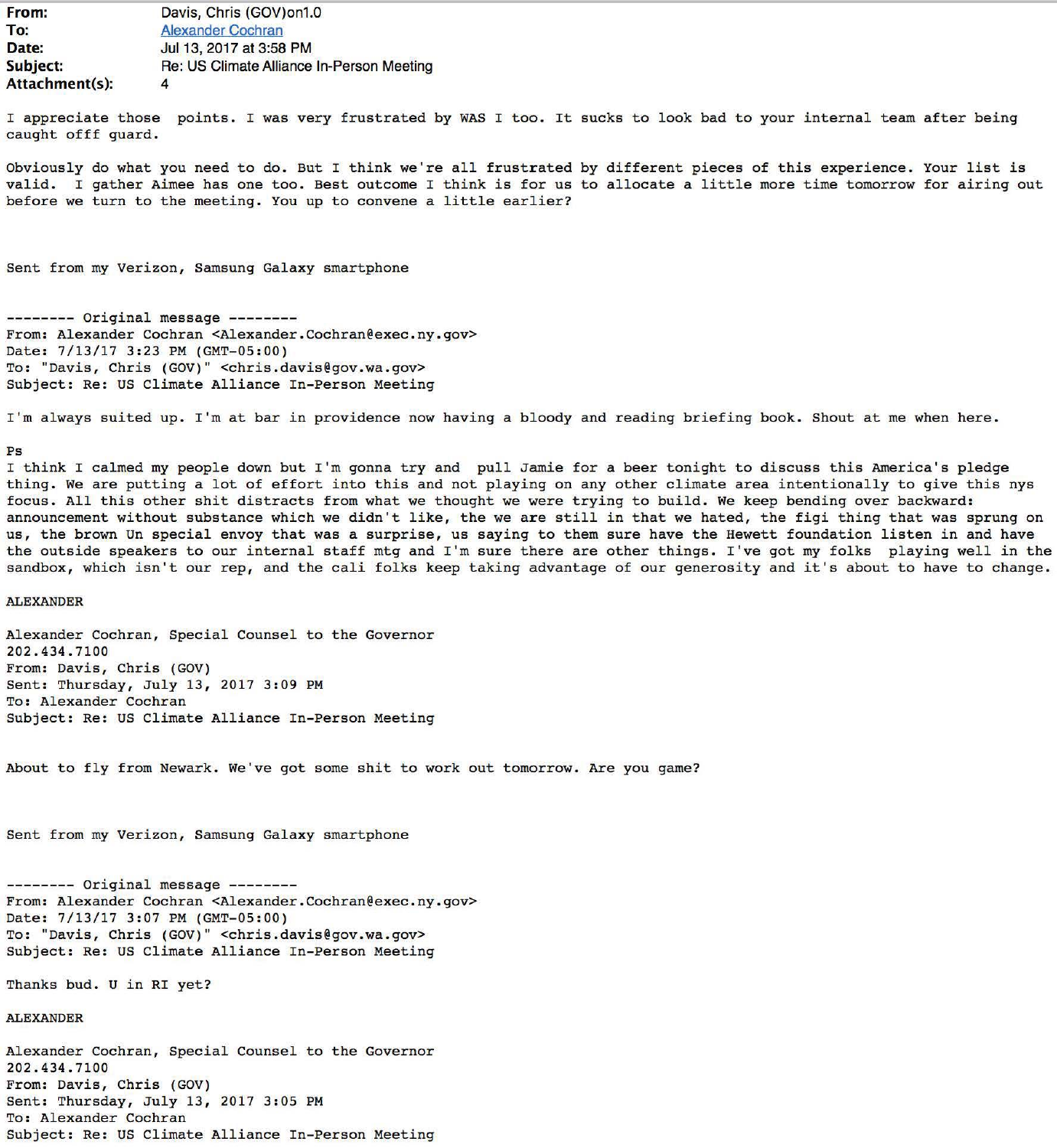**From:** Davis, Chris (GOV)on1.0
**To:** Alexander Cochran
**Date:** Jul 13, 2017 at 3:58 PM
**Subject:** Re: US Climate Alliance In-Person Meeting
**Attachment(s):** 4

I appreciate those points. I was very frustrated by WAS I too. It sucks to look bad to your internal team after being caught offf guard.

Obviously do what you need to do. But I think we're all frustrated by different pieces of this experience. Your list is valid. I gather Aimee has one too. Best outcome I think is for us to allocate a little more time tomorrow for airing out before we turn to the meeting. You up to convene a little earlier?

Sent from my Verizon, Samsung Galaxy smartphone

-------- Original message --------
From: Alexander Cochran <Alexander.Cochran@exec.ny.gov>
Date: 7/13/17 3:23 PM (GMT-05:00)
To: "Davis, Chris (GOV)" <chris.davis@gov.wa.gov>
Subject: Re: US Climate Alliance In-Person Meeting

I'm always suited up. I'm at bar in providence now having a bloody and reading briefing book. Shout at me when here.

Ps
I think I calmed my people down but I'm gonna try and pull Jamie for a beer tonight to discuss this America's pledge thing. We are putting a lot of effort into this and not playing on any other climate area intentionally to give this nys focus. All this other shit distracts from what we thought we were trying to build. We keep bending over backward: announcement without substance which we didn't like, the we are still in that we hated, the figi thing that was sprung on us, the brown Un special envoy that was a surprise, us saying to them sure have the Hewett foundation listen in and have the outside speakers to our internal staff mtg and I'm sure there are other things. I've got my folks playing well in the sandbox, which isn't our rep, and the cali folks keep taking advantage of our generosity and it's about to have to change.

ALEXANDER

Alexander Cochran, Special Counsel to the Governor
202.434.7100
From: Davis, Chris (GOV)
Sent: Thursday, July 13, 2017 3:09 PM
To: Alexander Cochran
Subject: Re: US Climate Alliance In-Person Meeting

About to fly from Newark. We've got some shit to work out tomorrow. Are you game?

Sent from my Verizon, Samsung Galaxy smartphone

-------- Original message --------
From: Alexander Cochran <Alexander.Cochran@exec.ny.gov>
Date: 7/13/17 3:07 PM (GMT-05:00)
To: "Davis, Chris (GOV)" <chris.davis@gov.wa.gov>
Subject: Re: US Climate Alliance In-Person Meeting

Thanks bud. U in RI yet?

ALEXANDER

Alexander Cochran, Special Counsel to the Governor
202.434.7100
From: Davis, Chris (GOV)
Sent: Thursday, July 13, 2017 3:05 PM
To: Alexander Cochran
Subject: Re: US Climate Alliance In-Person Meeting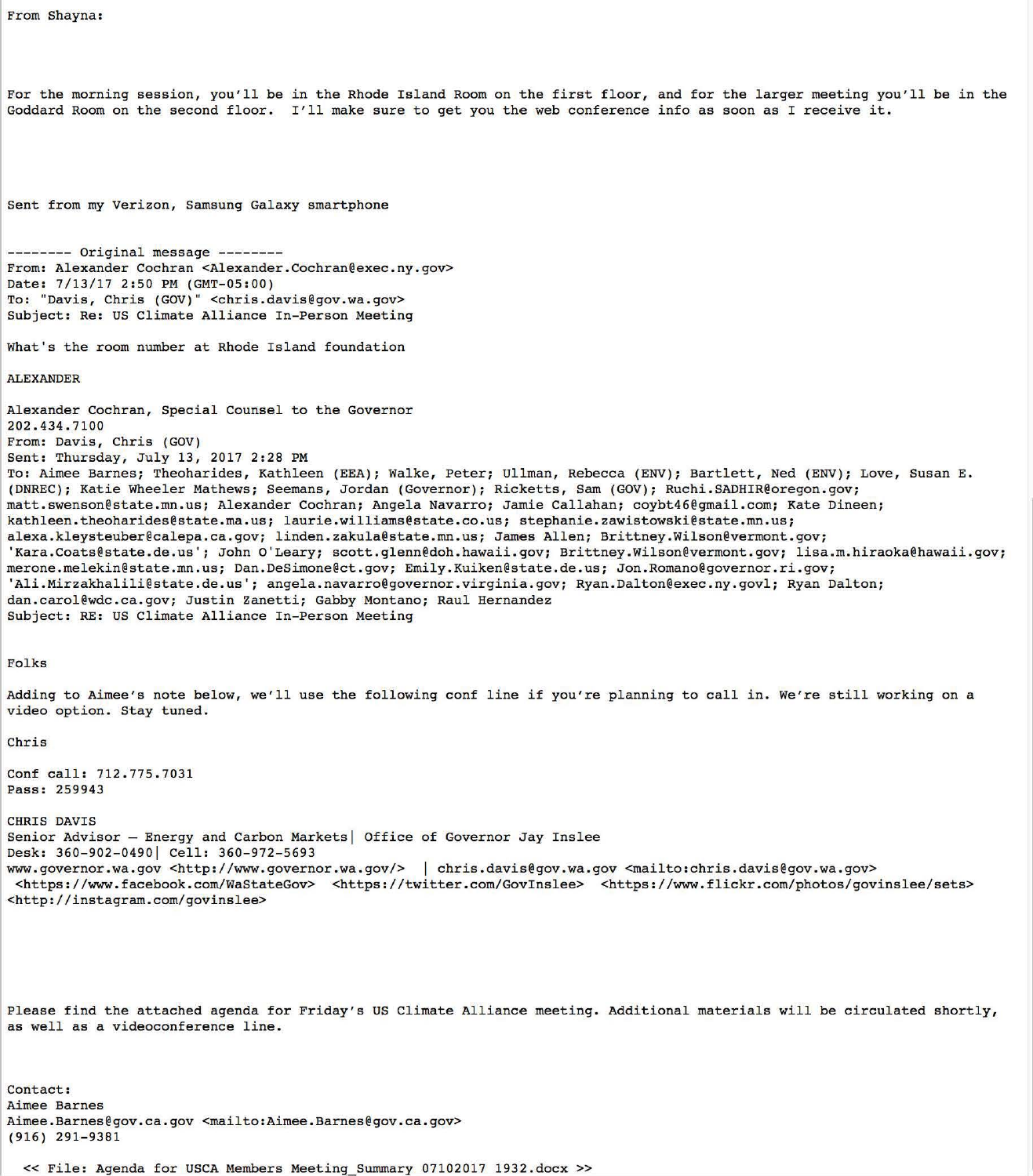From Shayna:

For the morning session, you'll be in the Rhode Island Room on the first floor, and for the larger meeting you'll be in the Goddard Room on the second floor. I'll make sure to get you the web conference info as soon as I receive it.

Sent from my Verizon, Samsung Galaxy smartphone

-------- Original message --------
From: Alexander Cochran <Alexander.Cochran@exec.ny.gov>
Date: 7/13/17 2:50 PM (GMT-05:00)
To: "Davis, Chris (GOV)" <chris.davis@gov.wa.gov>
Subject: Re: US Climate Alliance In-Person Meeting

What's the room number at Rhode Island foundation

ALEXANDER

Alexander Cochran, Special Counsel to the Governor
202.434.7100
From: Davis, Chris (GOV)
Sent: Thursday, July 13, 2017 2:28 PM
To: Aimee Barnes; Theoharides, Kathleen (EEA); Walke, Peter; Ullman, Rebecca (ENV); Bartlett, Ned (ENV); Love, Susan E. (DNREC); Katie Wheeler Mathews; Seemans, Jordan (Governor); Ricketts, Sam (GOV); Ruchi.SADHIR@oregon.gov; matt.swenson@state.mn.us; Alexander Cochran; Angela Navarro; Jamie Callahan; coybt46@gmail.com; Kate Dineen; kathleen.theoharides@state.ma.us; laurie.williams@state.co.us; stephanie.zawistowski@state.mn.us; alexa.kleysteuber@calepa.ca.gov; linden.zakula@state.mn.us; James Allen; Brittney.Wilson@vermont.gov; 'Kara.Coats@state.de.us'; John O'Leary; scott.glenn@doh.hawaii.gov; Brittney.Wilson@vermont.gov; lisa.m.hiraoka@hawaii.gov; merone.melekin@state.mn.us; Dan.DeSimone@ct.gov; Emily.Kuiken@state.de.us; Jon.Romano@governor.ri.gov; 'Ali.Mirzakhalili@state.de.us'; angela.navarro@governor.virginia.gov; Ryan.Dalton@exec.ny.govl; Ryan Dalton; dan.carol@wdc.ca.gov; Justin Zanetti; Gabby Montano; Raul Hernandez
Subject: RE: US Climate Alliance In-Person Meeting

Folks

Adding to Aimee's note below, we'll use the following conf line if you're planning to call in. We're still working on a video option. Stay tuned.

Chris

Conf call: 712.775.7031
Pass: 259943

CHRIS DAVIS
Senior Advisor – Energy and Carbon Markets| Office of Governor Jay Inslee
Desk: 360-902-0490| Cell: 360-972-5693
www.governor.wa.gov <http://www.governor.wa.gov/> | chris.davis@gov.wa.gov <mailto:chris.davis@gov.wa.gov>
<https://www.facebook.com/WaStateGov> <https://twitter.com/GovInslee> <https://www.flickr.com/photos/govinslee/sets>
<http://instagram.com/govinslee>

Please find the attached agenda for Friday's US Climate Alliance meeting. Additional materials will be circulated shortly, as well as a videoconference line.

Contact:
Aimee Barnes
Aimee.Barnes@gov.ca.gov <mailto:Aimee.Barnes@gov.ca.gov>
(916) 291-9381

<< File: Agenda for USCA Members Meeting_Summary 07102017 1932.docx >>